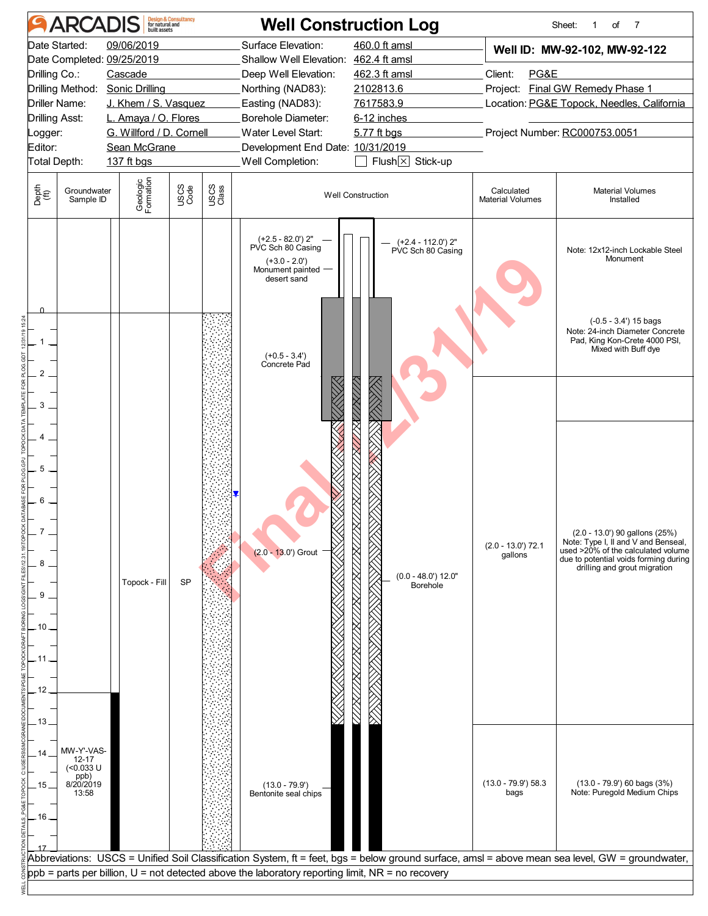# ARCADIS — Well Construction Log

Sheet: 1 of 7

| | | | |
|---|---|---|---|
| Date Started: | 09/06/2019 | Surface Elevation: | 460.0 ft amsl |
| Date Completed: | 09/25/2019 | Shallow Well Elevation: | 462.4 ft amsl |
| Drilling Co.: | Cascade | Deep Well Elevation: | 462.3 ft amsl |
| Drilling Method: | Sonic Drilling | Northing (NAD83): | 2102813.6 |
| Driller Name: | J. Khem / S. Vasquez | Easting (NAD83): | 7617583.9 |
| Drilling Asst: | L. Amaya / O. Flores | Borehole Diameter: | 6-12 inches |
| Logger: | G. Willford / D. Cornell | Water Level Start: | 5.77 ft bgs |
| Editor: | Sean McGrane | Development End Date: | 10/31/2019 |
| Total Depth: | 137 ft bgs | Well Completion: | ☐ Flush ☒ Stick-up |

**Well ID: MW-92-102, MW-92-122**

Client: PG&E
Project: Final GW Remedy Phase 1
Location: PG&E Topock, Needles, California
Project Number: RC000753.0051

| Depth (ft) | Groundwater Sample ID | Geologic Formation | USCS Code | Well Construction | Calculated Material Volumes | Material Volumes Installed |
|---|---|---|---|---|---|---|
| Above ground | | | | (+2.5 - 82.0') 2" PVC Sch 80 Casing; (+2.4 - 112.0') 2" PVC Sch 80 Casing; (+3.0 - 2.0') Monument painted desert sand | | Note: 12x12-inch Lockable Steel Monument |
| 0 - 3.4 | | | | (+0.5 - 3.4') Concrete Pad | | (-0.5 - 3.4') 15 bags Note: 24-inch Diameter Concrete Pad, King Kon-Crete 4000 PSI, Mixed with Buff dye |
| 2.0 - 13.0 | | Topock - Fill | SP | (2.0 - 13.0') Grout; (0.0 - 48.0') 12.0" Borehole | (2.0 - 13.0') 72.1 gallons | (2.0 - 13.0') 90 gallons (25%) Note: Type I, II and V and Benseal, used >20% of the calculated volume due to potential voids forming during drilling and grout migration |
| 13.0 - 17 | MW-Y'-VAS-12-17 (<0.033 U ppb) 8/20/2019 13:58 | | | (13.0 - 79.9') Bentonite seal chips | (13.0 - 79.9') 58.3 bags | (13.0 - 79.9') 60 bags (3%) Note: Puregold Medium Chips |

Abbreviations: USCS = Unified Soil Classification System, ft = feet, bgs = below ground surface, amsl = above mean sea level, GW = groundwater, ppb = parts per billion, U = not detected above the laboratory reporting limit, NR = no recovery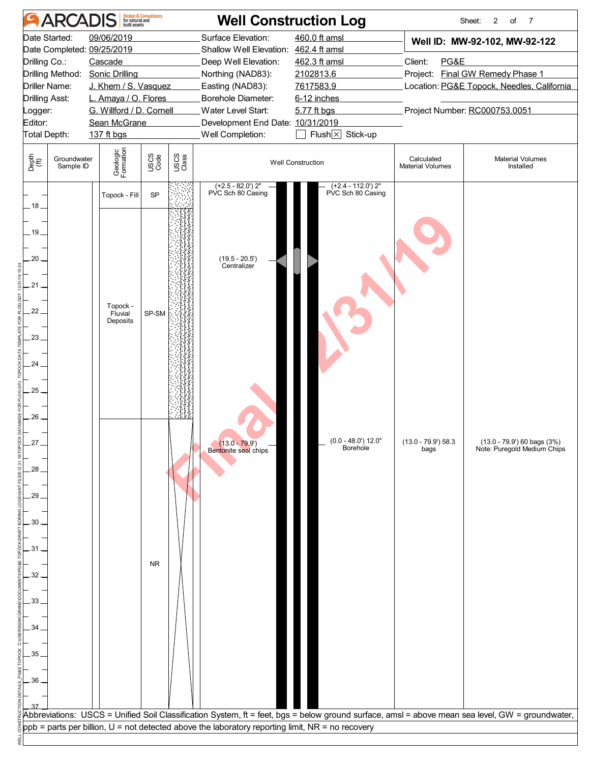# Well Construction Log

ARCADIS Design & Consultancy for natural and built assets

| | | | |
|---|---|---|---|
| Date Started: | 09/06/2019 | Surface Elevation: | 460.0 ft amsl |
| Date Completed: | 09/25/2019 | Shallow Well Elevation: | 462.4 ft amsl |
| Drilling Co.: | Cascade | Deep Well Elevation: | 462.3 ft amsl |
| Drilling Method: | Sonic Drilling | Northing (NAD83): | 2102813.6 |
| Driller Name: | J. Khem / S. Vasquez | Easting (NAD83): | 7617583.9 |
| Drilling Asst: | L. Amaya / O. Flores | Borehole Diameter: | 6-12 inches |
| Logger: | G. Willford / D. Cornell | Water Level Start: | 5.77 ft bgs |
| Editor: | Sean McGrane | Development End Date: | 10/31/2019 |
| Total Depth: | 137 ft bgs | Well Completion: | ☐ Flush ☒ Stick-up |

**Well ID: MW-92-102, MW-92-122**

Client: PG&E
Project: Final GW Remedy Phase 1
Location: PG&E Topock, Needles, California
Project Number: RC000753.0051

| Depth (ft) | Groundwater Sample ID | Geologic Formation | USCS Code | Well Construction | Calculated Material Volumes | Material Volumes Installed |
|---|---|---|---|---|---|---|
| 17–18 | | Topock - Fill | SP | (+2.5 - 82.0') 2" PVC Sch 80 Casing; (+2.4 - 112.0') 2" PVC Sch 80 Casing | | |
| 18–26 | | Topock - Fluvial Deposits | SP-SM | (19.5 - 20.5') Centralizer | | |
| 26–37 | | | NR | (13.0 - 79.9') Bentonite seal chips; (0.0 - 48.0') 12.0" Borehole | (13.0 - 79.9') 58.3 bags | (13.0 - 79.9') 60 bags (3%) Note: Puregold Medium Chips |

Abbreviations: USCS = Unified Soil Classification System, ft = feet, bgs = below ground surface, amsl = above mean sea level, GW = groundwater, ppb = parts per billion, U = not detected above the laboratory reporting limit, NR = no recovery

Final 12/31/19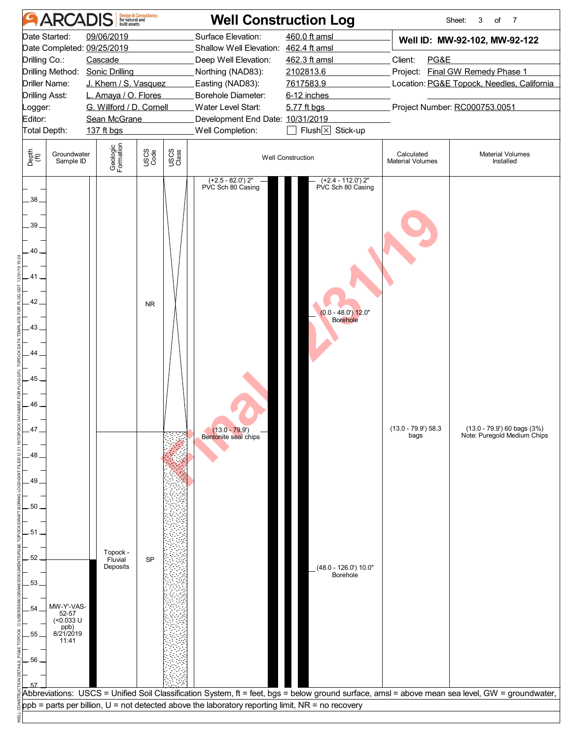# ARCADIS Well Construction Log

| | | | |
|---|---|---|---|
| Date Started: | 09/06/2019 | Surface Elevation: | 460.0 ft amsl |
| Date Completed: | 09/25/2019 | Shallow Well Elevation: | 462.4 ft amsl |
| Drilling Co.: | Cascade | Deep Well Elevation: | 462.3 ft amsl |
| Drilling Method: | Sonic Drilling | Northing (NAD83): | 2102813.6 |
| Driller Name: | J. Khem / S. Vasquez | Easting (NAD83): | 7617583.9 |
| Drilling Asst: | L. Amaya / O. Flores | Borehole Diameter: | 6-12 inches |
| Logger: | G. Willford / D. Cornell | Water Level Start: | 5.77 ft bgs |
| Editor: | Sean McGrane | Development End Date: | 10/31/2019 |
| Total Depth: | 137 ft bgs | Well Completion: | ☐ Flush ☒ Stick-up |

**Well ID: MW-92-102, MW-92-122**

Client: PG&E
Project: Final GW Remedy Phase 1
Location: PG&E Topock, Needles, California
Project Number: RC000753.0051

| Depth (ft) | Groundwater Sample ID | Geologic Formation | USCS Code | USCS Class | Well Construction | Calculated Material Volumes | Material Volumes Installed |
|---|---|---|---|---|---|---|---|
| 38–47 | | | NR | | (+2.5 - 82.0') 2" PVC Sch 80 Casing; (+2.4 - 112.0') 2" PVC Sch 80 Casing; (0.0 - 48.0') 12.0" Borehole | | |
| 47–57 | | Topock - Fluvial Deposits | SP | | (13.0 - 79.9') Bentonite seal chips; (48.0 - 126.0') 10.0" Borehole | (13.0 - 79.9') 58.3 bags | (13.0 - 79.9') 60 bags (3%) Note: Puregold Medium Chips |
| 52–57 | MW-Y'-VAS-52-57 (<0.033 U ppb) 8/21/2019 11:41 | | | | | | |

Abbreviations: USCS = Unified Soil Classification System, ft = feet, bgs = below ground surface, amsl = above mean sea level, GW = groundwater, ppb = parts per billion, U = not detected above the laboratory reporting limit, NR = no recovery

Final 12/31/19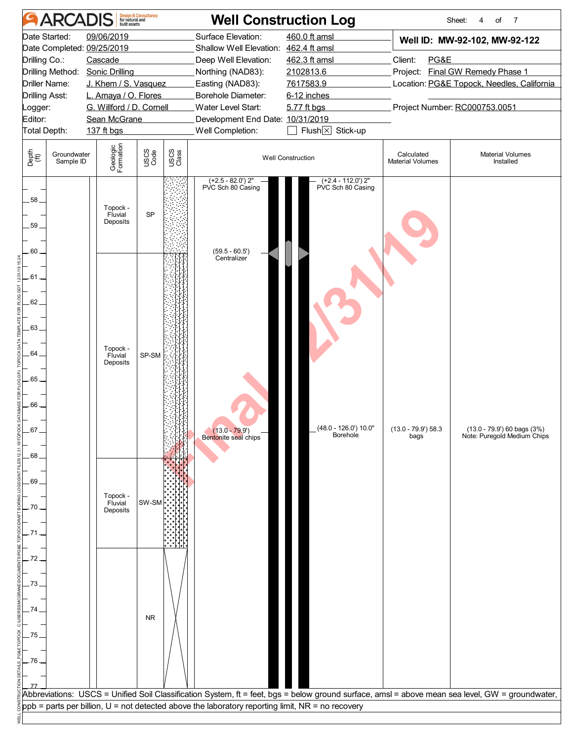# ARCADIS — Well Construction Log

Sheet: 4 of 7

| | | | |
|---|---|---|---|
| Date Started: | 09/06/2019 | Surface Elevation: | 460.0 ft amsl |
| Date Completed: | 09/25/2019 | Shallow Well Elevation: | 462.4 ft amsl |
| Drilling Co.: | Cascade | Deep Well Elevation: | 462.3 ft amsl |
| Drilling Method: | Sonic Drilling | Northing (NAD83): | 2102813.6 |
| Driller Name: | J. Khem / S. Vasquez | Easting (NAD83): | 7617583.9 |
| Drilling Asst: | L. Amaya / O. Flores | Borehole Diameter: | 6-12 inches |
| Logger: | G. Willford / D. Cornell | Water Level Start: | 5.77 ft bgs |
| Editor: | Sean McGrane | Development End Date: | 10/31/2019 |
| Total Depth: | 137 ft bgs | Well Completion: | ☐ Flush ☒ Stick-up |

**Well ID: MW-92-102, MW-92-122**

Client: PG&E
Project: Final GW Remedy Phase 1
Location: PG&E Topock, Needles, California
Project Number: RC000753.0051

| Depth (ft) | Groundwater Sample ID | Geologic Formation | USCS Code | Well Construction | Calculated Material Volumes | Material Volumes Installed |
|---|---|---|---|---|---|---|
| 57 – 60 | | Topock - Fluvial Deposits | SP | (+2.5 - 82.0') 2" PVC Sch 80 Casing; (+2.4 - 112.0') 2" PVC Sch 80 Casing; (59.5 - 60.5') Centralizer | | |
| 60 – 68 | | Topock - Fluvial Deposits | SP-SM | (13.0 - 79.9') Bentonite seal chips; (48.0 - 126.0') 10.0" Borehole | (13.0 - 79.9') 58.3 bags | (13.0 - 79.9') 60 bags (3%) Note: Puregold Medium Chips |
| 68 – 71.5 | | Topock - Fluvial Deposits | SW-SM | | | |
| 71.5 – 77 | | | NR | | | |

Abbreviations: USCS = Unified Soil Classification System, ft = feet, bgs = below ground surface, amsl = above mean sea level, GW = groundwater, ppb = parts per billion, U = not detected above the laboratory reporting limit, NR = no recovery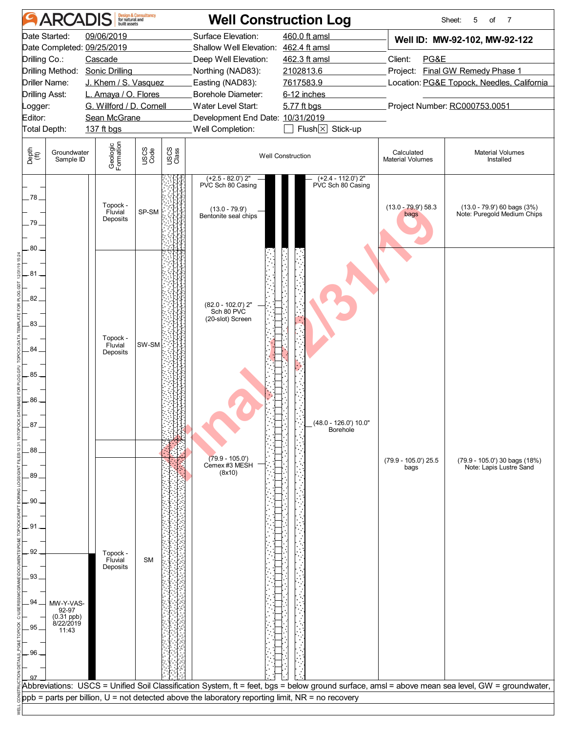# ARCADIS — Well Construction Log

Sheet: 5 of 7

| | | | |
|---|---|---|---|
| Date Started: | 09/06/2019 | Surface Elevation: | 460.0 ft amsl |
| Date Completed: | 09/25/2019 | Shallow Well Elevation: | 462.4 ft amsl |
| Drilling Co.: | Cascade | Deep Well Elevation: | 462.3 ft amsl |
| Drilling Method: | Sonic Drilling | Northing (NAD83): | 2102813.6 |
| Driller Name: | J. Khem / S. Vasquez | Easting (NAD83): | 7617583.9 |
| Drilling Asst: | L. Amaya / O. Flores | Borehole Diameter: | 6-12 inches |
| Logger: | G. Willford / D. Cornell | Water Level Start: | 5.77 ft bgs |
| Editor: | Sean McGrane | Development End Date: | 10/31/2019 |
| Total Depth: | 137 ft bgs | Well Completion: | ☐ Flush ☒ Stick-up |

**Well ID: MW-92-102, MW-92-122**

Client: PG&E
Project: Final GW Remedy Phase 1
Location: PG&E Topock, Needles, California
Project Number: RC000753.0051

| Depth (ft) | Groundwater Sample ID | Geologic Formation | USCS Code | Well Construction | Calculated Material Volumes | Material Volumes Installed |
|---|---|---|---|---|---|---|
| 77–80 | | Topock - Fluvial Deposits | SP-SM | (+2.5 - 82.0') 2" PVC Sch 80 Casing; (+2.4 - 112.0') 2" PVC Sch 80 Casing; (13.0 - 79.9') Bentonite seal chips | (13.0 - 79.9') 58.3 bags | (13.0 - 79.9') 60 bags (3%) Note: Puregold Medium Chips |
| 80–87.5 | | Topock - Fluvial Deposits | SW-SM | (82.0 - 102.0') 2" Sch 80 PVC (20-slot) Screen; (48.0 - 126.0') 10.0" Borehole | | |
| 87.5–88.3 | | | | | | |
| 88.3–97 | MW-Y-VAS-92-97 (0.31 ppb) 8/22/2019 11:43 (92–97 ft) | Topock - Fluvial Deposits | SM | (79.9 - 105.0') Cemex #3 MESH (8x10) | (79.9 - 105.0') 25.5 bags | (79.9 - 105.0') 30 bags (18%) Note: Lapis Lustre Sand |

Abbreviations: USCS = Unified Soil Classification System, ft = feet, bgs = below ground surface, amsl = above mean sea level, GW = groundwater, ppb = parts per billion, U = not detected above the laboratory reporting limit, NR = no recovery

Final 12/31/19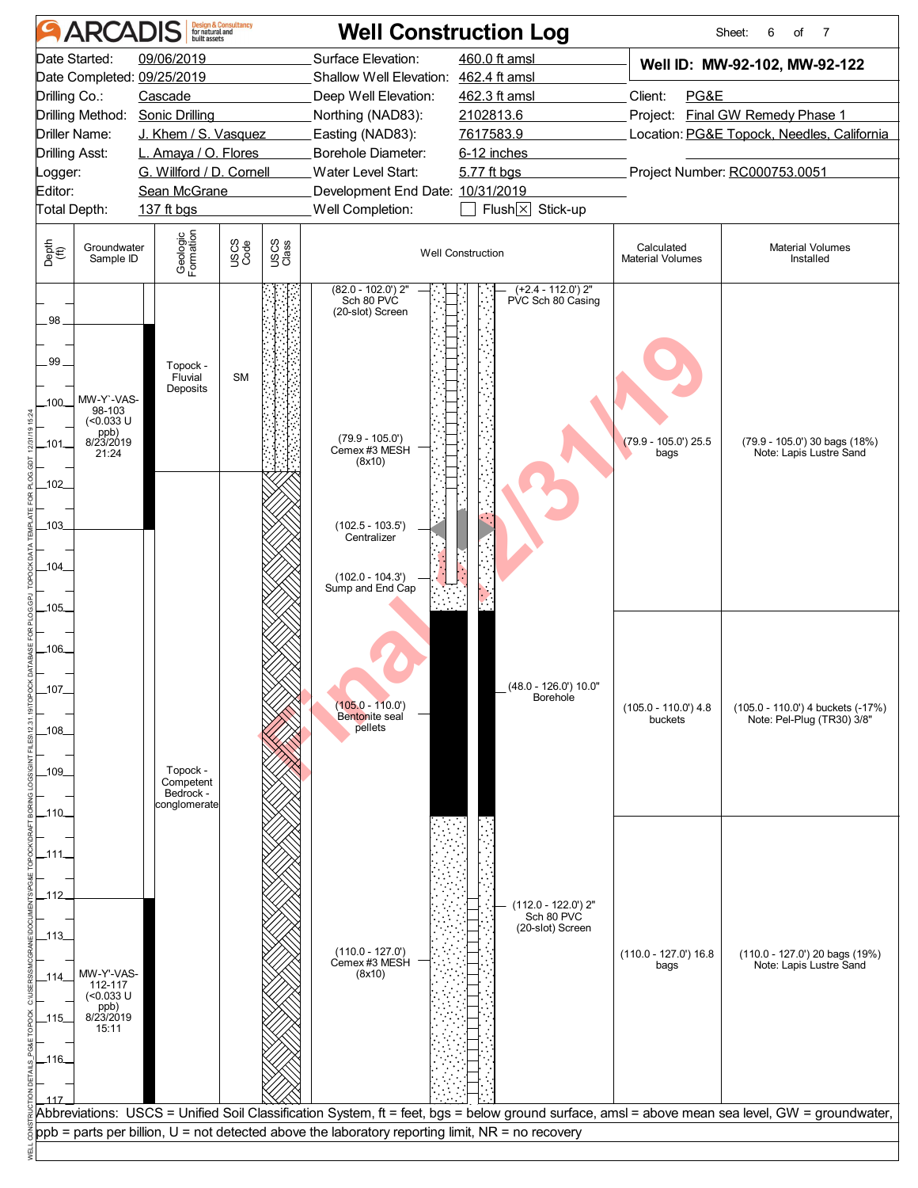# ARCADIS Design & Consultancy for natural and built assets

# Well Construction Log

Sheet: 6 of 7

| | | | | | |
|---|---|---|---|---|---|
| Date Started: | 09/06/2019 | Surface Elevation: | 460.0 ft amsl | **Well ID: MW-92-102, MW-92-122** | |
| Date Completed: | 09/25/2019 | Shallow Well Elevation: | 462.4 ft amsl | | |
| Drilling Co.: | Cascade | Deep Well Elevation: | 462.3 ft amsl | Client: | PG&E |
| Drilling Method: | Sonic Drilling | Northing (NAD83): | 2102813.6 | Project: | Final GW Remedy Phase 1 |
| Driller Name: | J. Khem / S. Vasquez | Easting (NAD83): | 7617583.9 | Location: | PG&E Topock, Needles, California |
| Drilling Asst: | L. Amaya / O. Flores | Borehole Diameter: | 6-12 inches | | |
| Logger: | G. Willford / D. Cornell | Water Level Start: | 5.77 ft bgs | Project Number: | RC000753.0051 |
| Editor: | Sean McGrane | Development End Date: | 10/31/2019 | | |
| Total Depth: | 137 ft bgs | Well Completion: | ☐ Flush ☒ Stick-up | | |

| Depth (ft) | Groundwater Sample ID | Geologic Formation | USCS Code | USCS Class | Well Construction | Calculated Material Volumes | Material Volumes Installed |
|---|---|---|---|---|---|---|---|
| 98–102 | MW-Y'-VAS-98-103 (<0.033 U ppb) 8/23/2019 21:24 | Topock - Fluvial Deposits | SM | | (82.0 - 102.0') 2" Sch 80 PVC (20-slot) Screen; (+2.4 - 112.0') 2" PVC Sch 80 Casing; (79.9 - 105.0') Cemex #3 MESH (8x10) | (79.9 - 105.0') 25.5 bags | (79.9 - 105.0') 30 bags (18%) Note: Lapis Lustre Sand |
| 102–105 | | Topock - Competent Bedrock - conglomerate | | | (102.5 - 103.5') Centralizer; (102.0 - 104.3') Sump and End Cap | | |
| 105–110 | | | | | (105.0 - 110.0') Bentonite seal pellets; (48.0 - 126.0') 10.0" Borehole | (105.0 - 110.0') 4.8 buckets | (105.0 - 110.0') 4 buckets (-17%) Note: Pel-Plug (TR30) 3/8" |
| 110–117 | MW-Y'-VAS-112-117 (<0.033 U ppb) 8/23/2019 15:11 | | | | (112.0 - 122.0') 2" Sch 80 PVC (20-slot) Screen; (110.0 - 127.0') Cemex #3 MESH (8x10) | (110.0 - 127.0') 16.8 bags | (110.0 - 127.0') 20 bags (19%) Note: Lapis Lustre Sand |

Abbreviations: USCS = Unified Soil Classification System, ft = feet, bgs = below ground surface, amsl = above mean sea level, GW = groundwater, ppb = parts per billion, U = not detected above the laboratory reporting limit, NR = no recovery

Final 12/31/19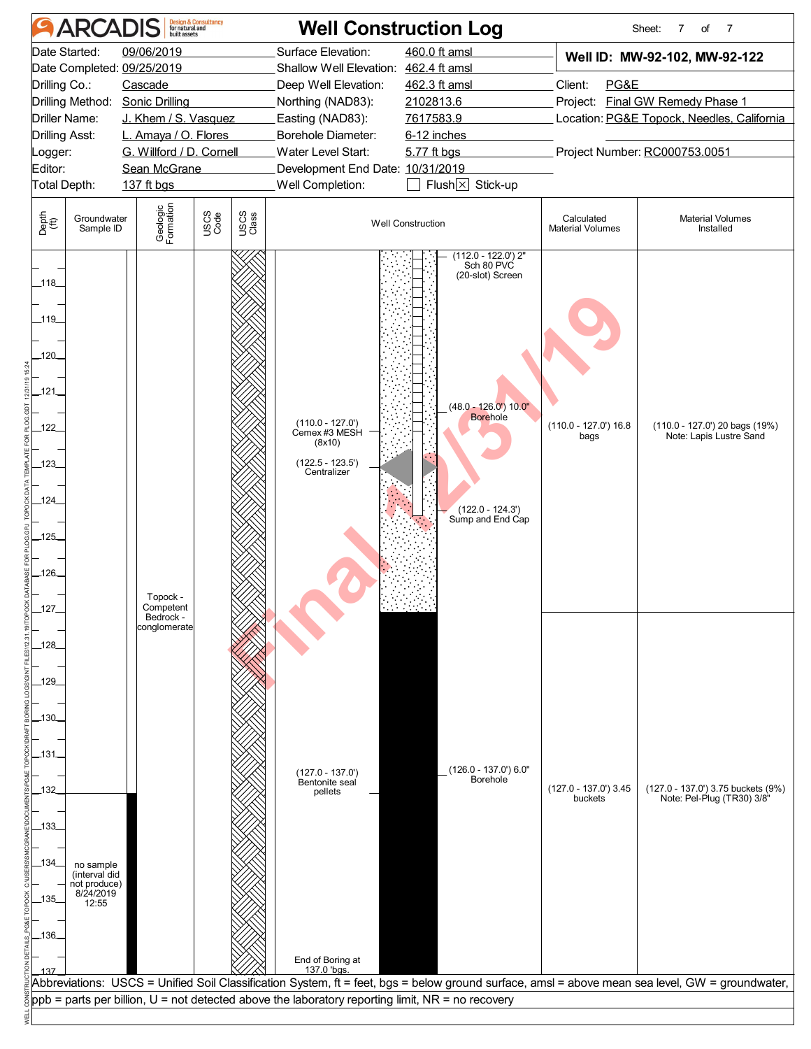# ARCADIS — Well Construction Log

Sheet: 7 of 7

| | | | |
|---|---|---|---|
| Date Started: | 09/06/2019 | Surface Elevation: | 460.0 ft amsl |
| Date Completed: | 09/25/2019 | Shallow Well Elevation: | 462.4 ft amsl |
| Drilling Co.: | Cascade | Deep Well Elevation: | 462.3 ft amsl |
| Drilling Method: | Sonic Drilling | Northing (NAD83): | 2102813.6 |
| Driller Name: | J. Khem / S. Vasquez | Easting (NAD83): | 7617583.9 |
| Drilling Asst: | L. Amaya / O. Flores | Borehole Diameter: | 6-12 inches |
| Logger: | G. Willford / D. Cornell | Water Level Start: | 5.77 ft bgs |
| Editor: | Sean McGrane | Development End Date: | 10/31/2019 |
| Total Depth: | 137 ft bgs | Well Completion: | ☐ Flush ☒ Stick-up |

**Well ID: MW-92-102, MW-92-122**

Client: PG&E
Project: Final GW Remedy Phase 1
Location: PG&E Topock, Needles, California
Project Number: RC000753.0051

| Depth (ft) | Groundwater Sample ID | Geologic Formation | USCS Code | USCS Class | Well Construction | Calculated Material Volumes | Material Volumes Installed |
|---|---|---|---|---|---|---|---|
| 118–127 | | Topock - Competent Bedrock - conglomerate | | | (112.0 - 122.0') 2" Sch 80 PVC (20-slot) Screen; (48.0 - 126.0') 10.0" Borehole; (110.0 - 127.0') Cemex #3 MESH (8x10); (122.5 - 123.5') Centralizer; (122.0 - 124.3') Sump and End Cap | (110.0 - 127.0') 16.8 bags | (110.0 - 127.0') 20 bags (19%) Note: Lapis Lustre Sand |
| 127–137 | no sample (interval did not produce) 8/24/2019 12:55 | | | | (127.0 - 137.0') Bentonite seal pellets; (126.0 - 137.0') 6.0" Borehole; End of Boring at 137.0 'bgs. | (127.0 - 137.0') 3.45 buckets | (127.0 - 137.0') 3.75 buckets (9%) Note: Pel-Plug (TR30) 3/8" |

Final 12/31/19

Abbreviations: USCS = Unified Soil Classification System, ft = feet, bgs = below ground surface, amsl = above mean sea level, GW = groundwater, ppb = parts per billion, U = not detected above the laboratory reporting limit, NR = no recovery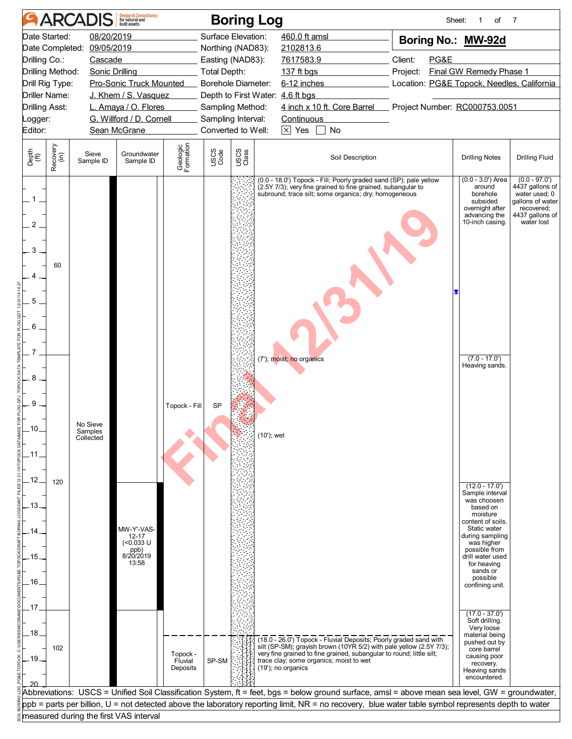# ARCADIS — Boring Log

Sheet: 1 of 7

**Boring No.: MW-92d**

| | | | |
|---|---|---|---|
| Date Started: | 08/20/2019 | Surface Elevation: | 460.0 ft amsl |
| Date Completed: | 09/05/2019 | Northing (NAD83): | 2102813.6 |
| Drilling Co.: | Cascade | Easting (NAD83): | 7617583.9 |
| Drilling Method: | Sonic Drilling | Total Depth: | 137 ft bgs |
| Drill Rig Type: | Pro-Sonic Truck Mounted | Borehole Diameter: | 6-12 inches |
| Driller Name: | J. Khem / S. Vasquez | Depth to First Water: | 4.6 ft bgs |
| Drilling Asst: | L. Amaya / O. Flores | Sampling Method: | 4 inch x 10 ft. Core Barrel |
| Logger: | G. Willford / D. Cornell | Sampling Interval: | Continuous |
| Editor: | Sean McGrane | Converted to Well: | [X] Yes [ ] No |

Client: PG&E
Project: Final GW Remedy Phase 1
Location: PG&E Topock, Needles, California
Project Number: RC000753.0051

| Depth (ft) | Recovery (in) | Sieve Sample ID | Groundwater Sample ID | Geologic Formation | USCS Code | Soil Description | Drilling Notes | Drilling Fluid |
|---|---|---|---|---|---|---|---|---|
| 0–7 | 60 | No Sieve Samples Collected | | Topock - Fill | SP | (0.0 - 18.0') Topock - Fill; Poorly graded sand (SP); pale yellow (2.5Y 7/3); very fine grained to fine grained, subangular to subround; trace silt; some organics; dry; homogeneous | (0.0 - 3.0') Area around borehole subsided overnight after advancing the 10-inch casing. | (0.0 - 97.0') 4437 gallons of water used; 0 gallons of water recovered; 4437 gallons of water lost |
| 7–17 | 120 | | MW-Y'-VAS-12-17 (<0.033 U ppb) 8/20/2019 13:58 | Topock - Fill | SP | (7'); moist; no organics<br>(10'); wet | (7.0 - 17.0') Heaving sands.<br>(12.0 - 17.0') Sample interval was choosen based on moisture content of soils. Static water during sampling was higher possible from drill water used for heaving sands or possible confining unit. | |
| 17–20 | 102 | | | Topock - Fluvial Deposits | SP-SM | (18.0 - 26.0') Topock - Fluvial Deposits; Poorly graded sand with silt (SP-SM); grayish brown (10YR 5/2) with pale yellow (2.5Y 7/3); very fine grained to fine grained, subangular to round; little silt; trace clay; some organics; moist to wet<br>(19'); no organics | (17.0 - 37.0') Soft drilling. Very loose material being pushed out by core barrel causing poor recovery. Heaving sands encountered. | |

Abbreviations: USCS = Unified Soil Classification System, ft = feet, bgs = below ground surface, amsl = above mean sea level, GW = groundwater, ppb = parts per billion, U = not detected above the laboratory reporting limit, NR = no recovery, blue water table symbol represents depth to water measured during the first VAS interval

Final 12/31/19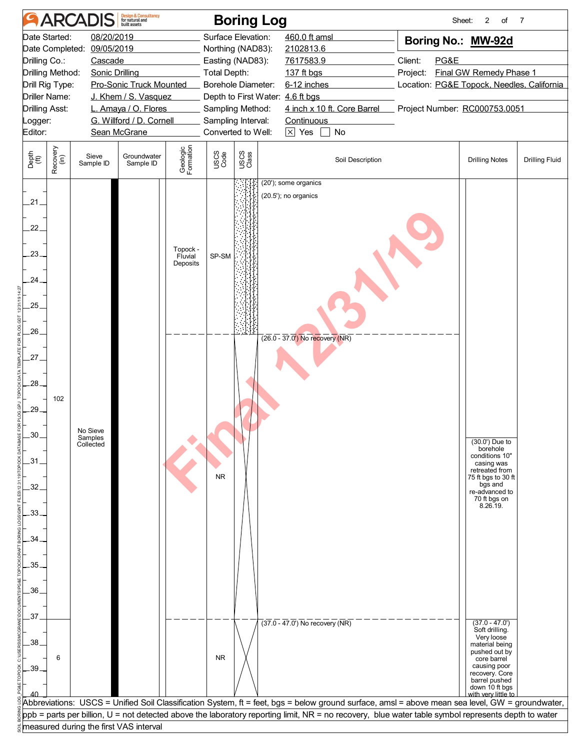# ARCADIS Boring Log

**Boring No.: MW-92d**

| | | | |
|---|---|---|---|
| Date Started: | 08/20/2019 | Surface Elevation: | 460.0 ft amsl |
| Date Completed: | 09/05/2019 | Northing (NAD83): | 2102813.6 |
| Drilling Co.: | Cascade | Easting (NAD83): | 7617583.9 |
| Drilling Method: | Sonic Drilling | Total Depth: | 137 ft bgs |
| Drill Rig Type: | Pro-Sonic Truck Mounted | Borehole Diameter: | 6-12 inches |
| Driller Name: | J. Khem / S. Vasquez | Depth to First Water: | 4.6 ft bgs |
| Drilling Asst: | L. Amaya / O. Flores | Sampling Method: | 4 inch x 10 ft. Core Barrel |
| Logger: | G. Willford / D. Cornell | Sampling Interval: | Continuous |
| Editor: | Sean McGrane | Converted to Well: | [X] Yes [ ] No |

Client: PG&E
Project: Final GW Remedy Phase 1
Location: PG&E Topock, Needles, California
Project Number: RC000753.0051

| Depth (ft) | Recovery (in) | Sieve Sample ID | Groundwater Sample ID | Geologic Formation | USCS Code | Soil Description | Drilling Notes | Drilling Fluid |
|---|---|---|---|---|---|---|---|---|
| 20–26 | 102 | No Sieve Samples Collected | | Topock - Fluvial Deposits | SP-SM | (20'); some organics<br>(20.5'); no organics | | |
| 26–37 | | | | | NR | (26.0 - 37.0') No recovery (NR) | (30.0') Due to borehole conditions 10" casing was retreated from 75 ft bgs to 30 ft bgs and re-advanced to 70 ft bgs on 8.26.19. | |
| 37–40 | 6 | | | | NR | (37.0 - 47.0') No recovery (NR) | (37.0 - 47.0') Soft drilling. Very loose material being pushed out by core barrel causing poor recovery. Core barrel pushed down 10 ft bgs with very little to | |

Abbreviations: USCS = Unified Soil Classification System, ft = feet, bgs = below ground surface, amsl = above mean sea level, GW = groundwater, ppb = parts per billion, U = not detected above the laboratory reporting limit, NR = no recovery, blue water table symbol represents depth to water measured during the first VAS interval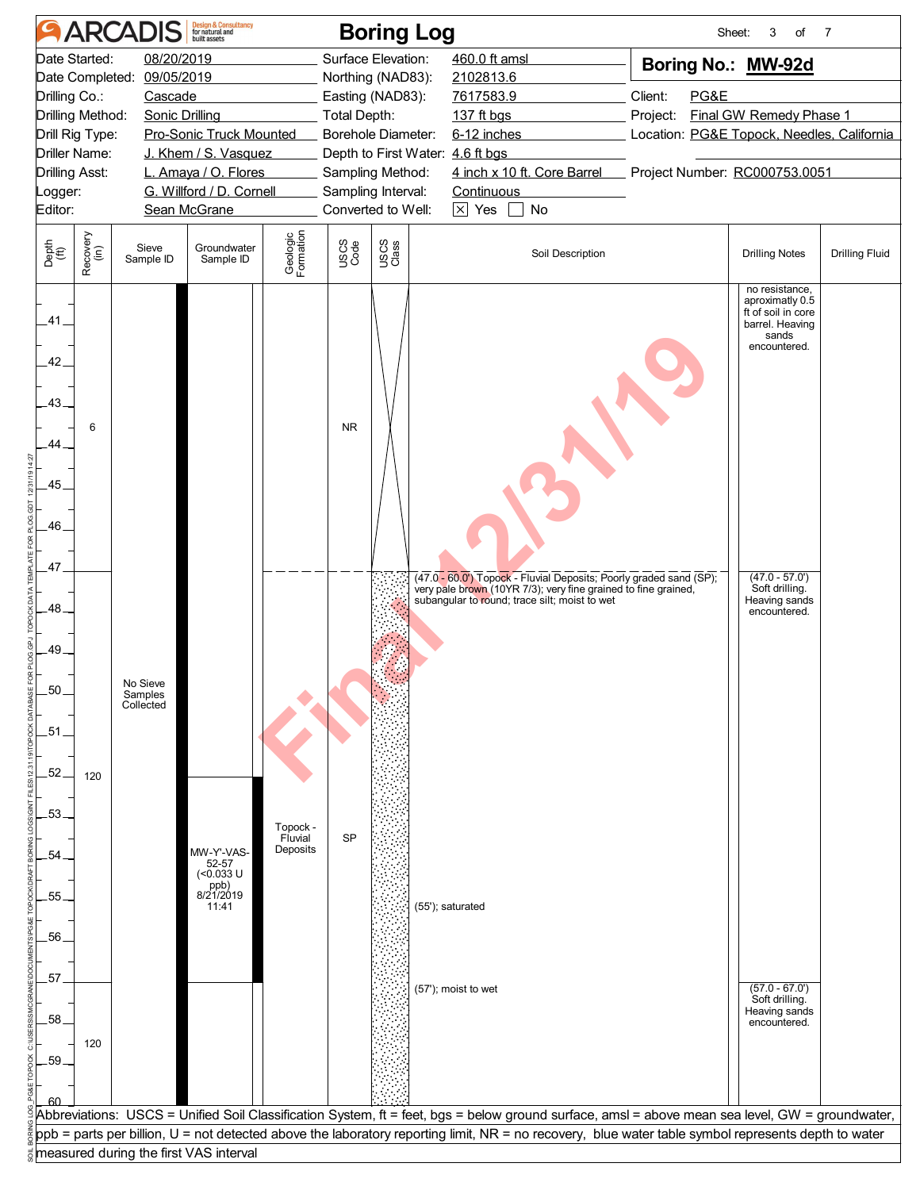# ARCADIS Boring Log

**Boring No.: MW-92d**

| | | | |
|---|---|---|---|
| Date Started: | 08/20/2019 | Surface Elevation: | 460.0 ft amsl |
| Date Completed: | 09/05/2019 | Northing (NAD83): | 2102813.6 |
| Drilling Co.: | Cascade | Easting (NAD83): | 7617583.9 |
| Drilling Method: | Sonic Drilling | Total Depth: | 137 ft bgs |
| Drill Rig Type: | Pro-Sonic Truck Mounted | Borehole Diameter: | 6-12 inches |
| Driller Name: | J. Khem / S. Vasquez | Depth to First Water: | 4.6 ft bgs |
| Drilling Asst: | L. Amaya / O. Flores | Sampling Method: | 4 inch x 10 ft. Core Barrel |
| Logger: | G. Willford / D. Cornell | Sampling Interval: | Continuous |
| Editor: | Sean McGrane | Converted to Well: | ☒ Yes ☐ No |

Client: PG&E
Project: Final GW Remedy Phase 1
Location: PG&E Topock, Needles, California
Project Number: RC000753.0051

| Depth (ft) | Recovery (in) | Sieve Sample ID | Groundwater Sample ID | Geologic Formation | USCS Code | USCS Class | Soil Description | Drilling Notes | Drilling Fluid |
|---|---|---|---|---|---|---|---|---|---|
| 40–47 | 6 | No Sieve Samples Collected | | | NR | | | no resistance, aproximatly 0.5 ft of soil in core barrel. Heaving sands encountered. | |
| 47–57 | 120 | | MW-Y'-VAS-52-57 (<0.033 U ppb) 8/21/2019 11:41 | Topock - Fluvial Deposits | SP | | (47.0 - 60.0') Topock - Fluvial Deposits; Poorly graded sand (SP); very pale brown (10YR 7/3); very fine grained to fine grained, subangular to round; trace silt; moist to wet<br>(55'); saturated | (47.0 - 57.0') Soft drilling. Heaving sands encountered. | |
| 57–60 | 120 | | | | | | (57'); moist to wet | (57.0 - 67.0') Soft drilling. Heaving sands encountered. | |

Abbreviations: USCS = Unified Soil Classification System, ft = feet, bgs = below ground surface, amsl = above mean sea level, GW = groundwater, ppb = parts per billion, U = not detected above the laboratory reporting limit, NR = no recovery, blue water table symbol represents depth to water measured during the first VAS interval

Final 12/31/19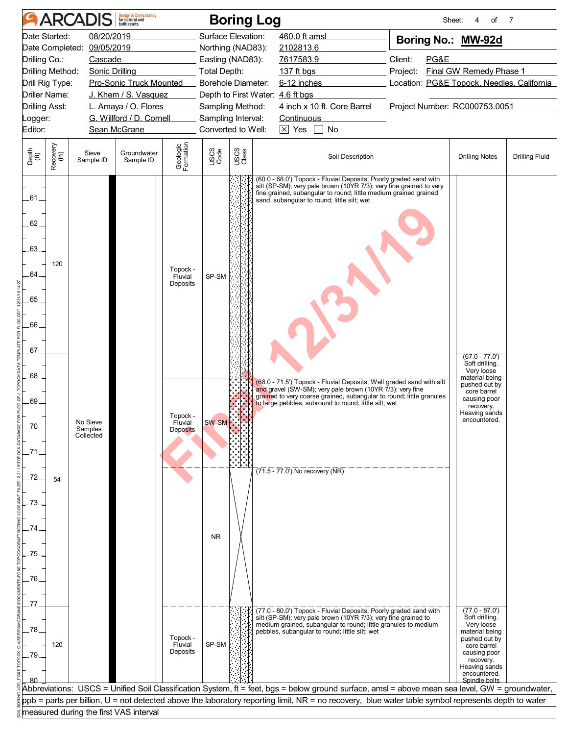# ARCADIS — Boring Log

Sheet: 4 of 7

| | | | |
|---|---|---|---|
| Date Started: | 08/20/2019 | Surface Elevation: | 460.0 ft amsl |
| Date Completed: | 09/05/2019 | Northing (NAD83): | 2102813.6 |
| Drilling Co.: | Cascade | Easting (NAD83): | 7617583.9 |
| Drilling Method: | Sonic Drilling | Total Depth: | 137 ft bgs |
| Drill Rig Type: | Pro-Sonic Truck Mounted | Borehole Diameter: | 6-12 inches |
| Driller Name: | J. Khem / S. Vasquez | Depth to First Water: | 4.6 ft bgs |
| Drilling Asst: | L. Amaya / O. Flores | Sampling Method: | 4 inch x 10 ft. Core Barrel |
| Logger: | G. Willford / D. Cornell | Sampling Interval: | Continuous |
| Editor: | Sean McGrane | Converted to Well: | [X] Yes [ ] No |

**Boring No.: MW-92d**

Client: PG&E
Project: Final GW Remedy Phase 1
Location: PG&E Topock, Needles, California
Project Number: RC000753.0051

Final 12/31/19

| Depth (ft) | Recovery (in) | Sieve Sample ID | Groundwater Sample ID | Geologic Formation | USCS Code | Soil Description | Drilling Notes | Drilling Fluid |
|---|---|---|---|---|---|---|---|---|
| 60–67 | 120 | No Sieve Samples Collected | | Topock - Fluvial Deposits | SP-SM | (60.0 - 68.0') Topock - Fluvial Deposits; Poorly graded sand with silt (SP-SM); very pale brown (10YR 7/3); very fine grained to very fine grained, subangular to round; little medium grained grained sand, subangular to round; little silt; wet | | |
| 67–77 | 54 | | | Topock - Fluvial Deposits | SW-SM | (68.0 - 71.5') Topock - Fluvial Deposits; Well graded sand with silt and gravel (SW-SM); very pale brown (10YR 7/3); very fine grained to very coarse grained, subangular to round; little granules to large pebbles, subround to round; little silt; wet | (67.0 - 77.0') Soft drilling. Very loose material being pushed out by core barrel causing poor recovery. Heaving sands encountered. | |
| | | | | | NR | (71.5 - 77.0') No recovery (NR) | | |
| 77–80 | 120 | | | Topock - Fluvial Deposits | SP-SM | (77.0 - 80.0') Topock - Fluvial Deposits; Poorly graded sand with silt (SP-SM); very pale brown (10YR 7/3); very fine grained to medium grained, subangular to round; little granules to medium pebbles, subangular to round; little silt; wet | (77.0 - 87.0') Soft drilling. Very loose material being pushed out by core barrel causing poor recovery. Heaving sands encountered. Spindle bolts | |

Abbreviations: USCS = Unified Soil Classification System, ft = feet, bgs = below ground surface, amsl = above mean sea level, GW = groundwater, ppb = parts per billion, U = not detected above the laboratory reporting limit, NR = no recovery, blue water table symbol represents depth to water measured during the first VAS interval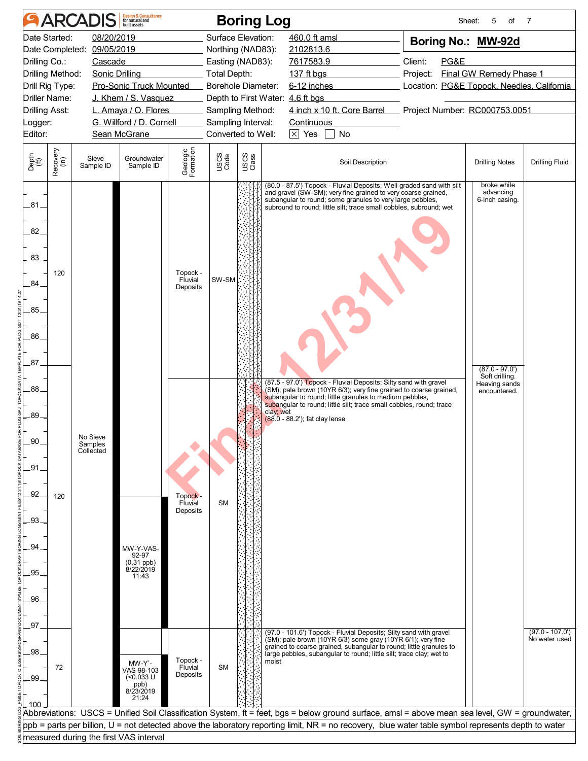# ARCADIS Boring Log

Sheet: 5 of 7

| | | | |
|---|---|---|---|
| Date Started: | 08/20/2019 | Surface Elevation: | 460.0 ft amsl |
| Date Completed: | 09/05/2019 | Northing (NAD83): | 2102813.6 |
| Drilling Co.: | Cascade | Easting (NAD83): | 7617583.9 |
| Drilling Method: | Sonic Drilling | Total Depth: | 137 ft bgs |
| Drill Rig Type: | Pro-Sonic Truck Mounted | Borehole Diameter: | 6-12 inches |
| Driller Name: | J. Khem / S. Vasquez | Depth to First Water: | 4.6 ft bgs |
| Drilling Asst: | L. Amaya / O. Flores | Sampling Method: | 4 inch x 10 ft. Core Barrel |
| Logger: | G. Willford / D. Cornell | Sampling Interval: | Continuous |
| Editor: | Sean McGrane | Converted to Well: | ☒ Yes ☐ No |

**Boring No.: MW-92d**

Client: PG&E
Project: Final GW Remedy Phase 1
Location: PG&E Topock, Needles, California
Project Number: RC000753.0051

| Depth (ft) | Recovery (in) | Sieve Sample ID | Groundwater Sample ID | Geologic Formation | USCS Code | Soil Description | Drilling Notes | Drilling Fluid |
|---|---|---|---|---|---|---|---|---|
| 80.0 - 87.5 | 120 | No Sieve Samples Collected | | Topock - Fluvial Deposits | SW-SM | (80.0 - 87.5') Topock - Fluvial Deposits; Well graded sand with silt and gravel (SW-SM); very fine grained to very coarse grained, subangular to round; some granules to very large pebbles, subround to round; little silt; trace small cobbles, subround; wet | broke while advancing 6-inch casing. | |
| 87.5 - 97.0 | 120 | | MW-Y-VAS-92-97 (0.31 ppb) 8/22/2019 11:43 | Topock - Fluvial Deposits | SM | (87.5 - 97.0') Topock - Fluvial Deposits; Silty sand with gravel (SM); pale brown (10YR 6/3); very fine grained to coarse grained, subangular to round; little granules to medium pebbles, subangular to round; little silt; trace small cobbles, round; trace clay; wet<br>(88.0 - 88.2'); fat clay lense | (87.0 - 97.0') Soft drilling. Heaving sands encountered. | |
| 97.0 - 100 | 72 | | MW-Y`-VAS-98-103 (<0.033 U ppb) 8/23/2019 21:24 | Topock - Fluvial Deposits | SM | (97.0 - 101.6') Topock - Fluvial Deposits; Silty sand with gravel (SM); pale brown (10YR 6/3) some gray (10YR 6/1); very fine grained to coarse grained, subangular to round; little granules to large pebbles, subangular to round; little silt; trace clay; wet to moist | | (97.0 - 107.0') No water used |

Abbreviations: USCS = Unified Soil Classification System, ft = feet, bgs = below ground surface, amsl = above mean sea level, GW = groundwater, ppb = parts per billion, U = not detected above the laboratory reporting limit, NR = no recovery, blue water table symbol represents depth to water measured during the first VAS interval

Final 12/31/19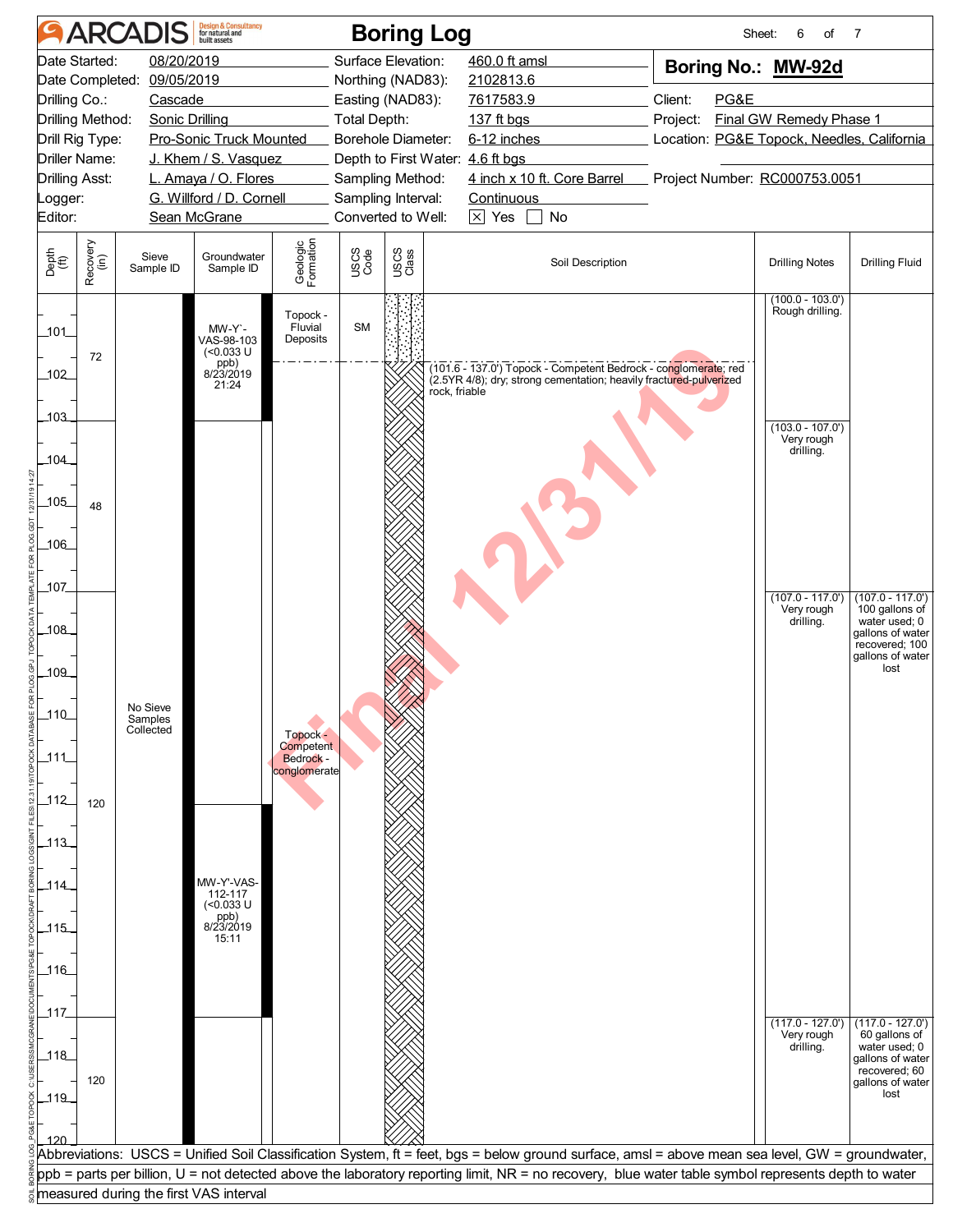# ARCADIS Boring Log

| | | | | | |
|---|---|---|---|---|---|
| Date Started: | 08/20/2019 | Surface Elevation: | 460.0 ft amsl | **Boring No.:** | **MW-92d** |
| Date Completed: | 09/05/2019 | Northing (NAD83): | 2102813.6 | | |
| Drilling Co.: | Cascade | Easting (NAD83): | 7617583.9 | Client: | PG&E |
| Drilling Method: | Sonic Drilling | Total Depth: | 137 ft bgs | Project: | Final GW Remedy Phase 1 |
| Drill Rig Type: | Pro-Sonic Truck Mounted | Borehole Diameter: | 6-12 inches | Location: | PG&E Topock, Needles, California |
| Driller Name: | J. Khem / S. Vasquez | Depth to First Water: | 4.6 ft bgs | | |
| Drilling Asst: | L. Amaya / O. Flores | Sampling Method: | 4 inch x 10 ft. Core Barrel | Project Number: | RC000753.0051 |
| Logger: | G. Willford / D. Cornell | Sampling Interval: | Continuous | | |
| Editor: | Sean McGrane | Converted to Well: | ☒ Yes ☐ No | | |

| Depth (ft) | Recovery (in) | Sieve Sample ID | Groundwater Sample ID | Geologic Formation | USCS Code | Soil Description | Drilling Notes | Drilling Fluid |
|---|---|---|---|---|---|---|---|---|
| 100–103 | 72 | No Sieve Samples Collected | MW-Y`-VAS-98-103 (<0.033 U ppb) 8/23/2019 21:24 | Topock - Fluvial Deposits | SM | | (100.0 - 103.0') Rough drilling. | |
| 101.6–137 | | | | Topock - Competent Bedrock - conglomerate | | (101.6 - 137.0') Topock - Competent Bedrock - conglomerate; red (2.5YR 4/8); dry; strong cementation; heavily fractured-pulverized rock, friable | | |
| 103–107 | 48 | | | | | | (103.0 - 107.0') Very rough drilling. | |
| 107–117 | 120 | | MW-Y'-VAS-112-117 (<0.033 U ppb) 8/23/2019 15:11 | | | | (107.0 - 117.0') Very rough drilling. | (107.0 - 117.0') 100 gallons of water used; 0 gallons of water recovered; 100 gallons of water lost |
| 117–120 | 120 | | | | | | (117.0 - 127.0') Very rough drilling. | (117.0 - 127.0') 60 gallons of water used; 0 gallons of water recovered; 60 gallons of water lost |

Abbreviations: USCS = Unified Soil Classification System, ft = feet, bgs = below ground surface, amsl = above mean sea level, GW = groundwater, ppb = parts per billion, U = not detected above the laboratory reporting limit, NR = no recovery, blue water table symbol represents depth to water measured during the first VAS interval

Final 12/31/19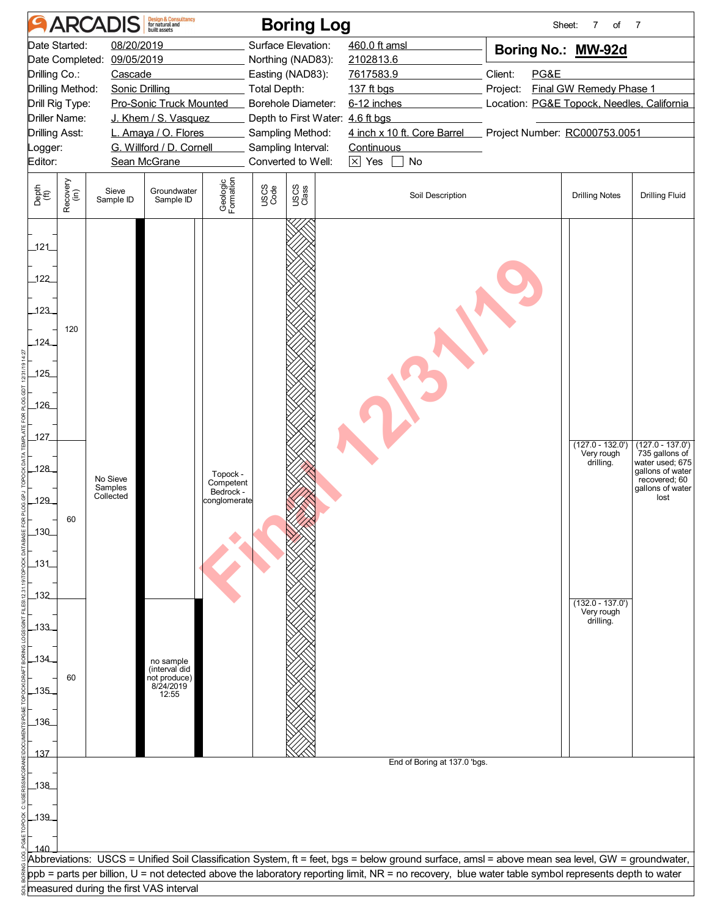# ARCADIS Boring Log

| | | | |
|---|---|---|---|
| Date Started: | 08/20/2019 | Surface Elevation: | 460.0 ft amsl |
| Date Completed: | 09/05/2019 | Northing (NAD83): | 2102813.6 |
| Drilling Co.: | Cascade | Easting (NAD83): | 7617583.9 |
| Drilling Method: | Sonic Drilling | Total Depth: | 137 ft bgs |
| Drill Rig Type: | Pro-Sonic Truck Mounted | Borehole Diameter: | 6-12 inches |
| Driller Name: | J. Khem / S. Vasquez | Depth to First Water: | 4.6 ft bgs |
| Drilling Asst: | L. Amaya / O. Flores | Sampling Method: | 4 inch x 10 ft. Core Barrel |
| Logger: | G. Willford / D. Cornell | Sampling Interval: | Continuous |
| Editor: | Sean McGrane | Converted to Well: | ☒ Yes ☐ No |

**Boring No.: MW-92d**

Client: PG&E

Project: Final GW Remedy Phase 1

Location: PG&E Topock, Needles, California

Project Number: RC000753.0051

| Depth (ft) | Recovery (in) | Sieve Sample ID | Groundwater Sample ID | Geologic Formation | USCS Code | USCS Class | Soil Description | Drilling Notes | Drilling Fluid |
|---|---|---|---|---|---|---|---|---|---|
| 121–127 | 120 | No Sieve Samples Collected | | Topock - Competent Bedrock - conglomerate | | | | | |
| 127–132 | 60 | | | | | | | (127.0 - 132.0') Very rough drilling. | (127.0 - 137.0') 735 gallons of water used; 675 gallons of water recovered; 60 gallons of water lost |
| 132–137 | 60 | | no sample (interval did not produce) 8/24/2019 12:55 | | | | | (132.0 - 137.0') Very rough drilling. | |

End of Boring at 137.0 'bgs.

Final 12/31/19

Abbreviations: USCS = Unified Soil Classification System, ft = feet, bgs = below ground surface, amsl = above mean sea level, GW = groundwater, ppb = parts per billion, U = not detected above the laboratory reporting limit, NR = no recovery, blue water table symbol represents depth to water measured during the first VAS interval